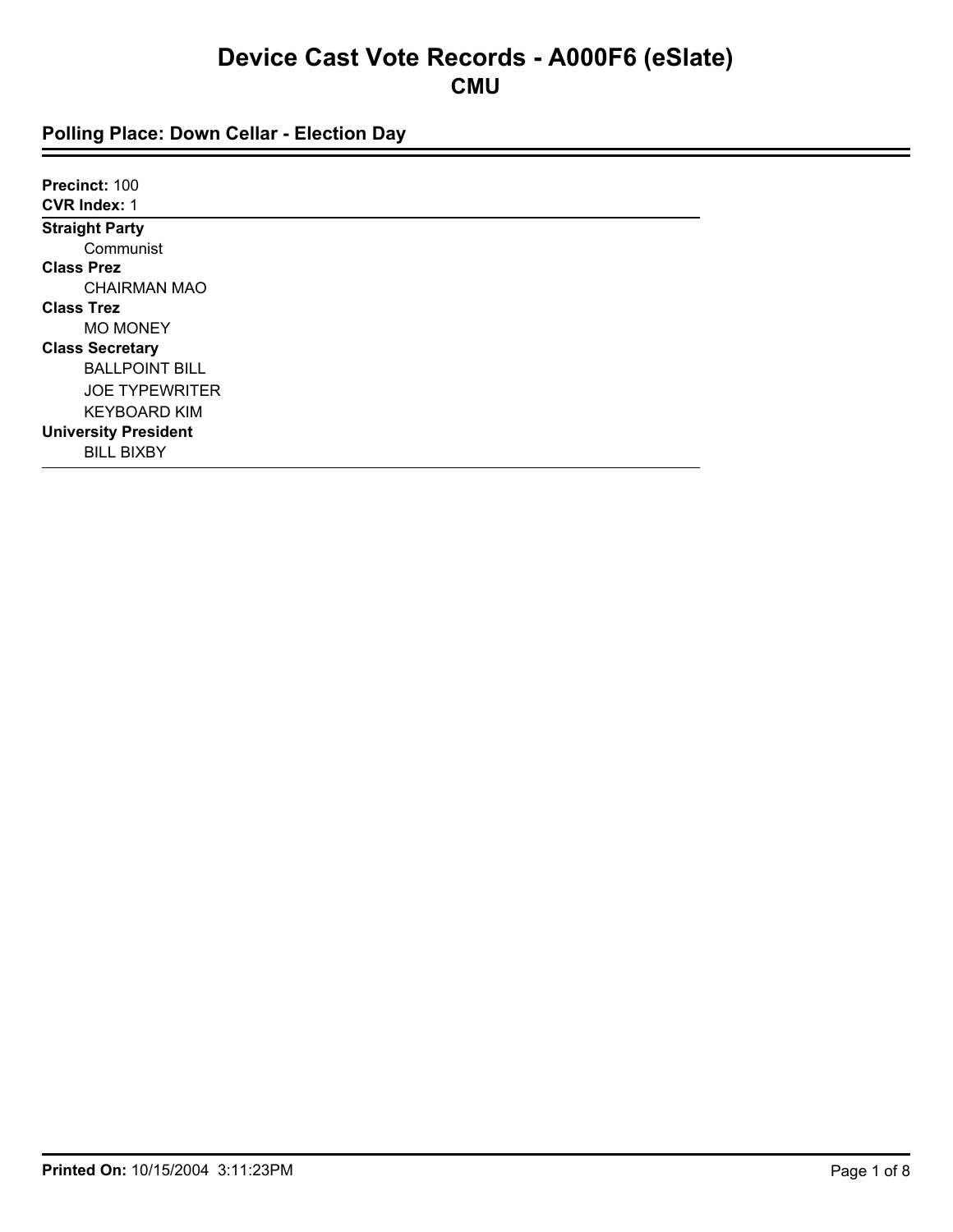# Device Cast Vote Records - A000F6 (eSlate)

## CMU

### Polling Place: Down Cellar - Election Day

**Precinct:** 100
**CVR Index:** 1

**Straight Party**
- Communist

**Class Prez**
- CHAIRMAN MAO

**Class Trez**
- MO MONEY

**Class Secretary**
- BALLPOINT BILL
- JOE TYPEWRITER
- KEYBOARD KIM

**University President**
- BILL BIXBY

**Printed On:** 10/15/2004 3:11:23PM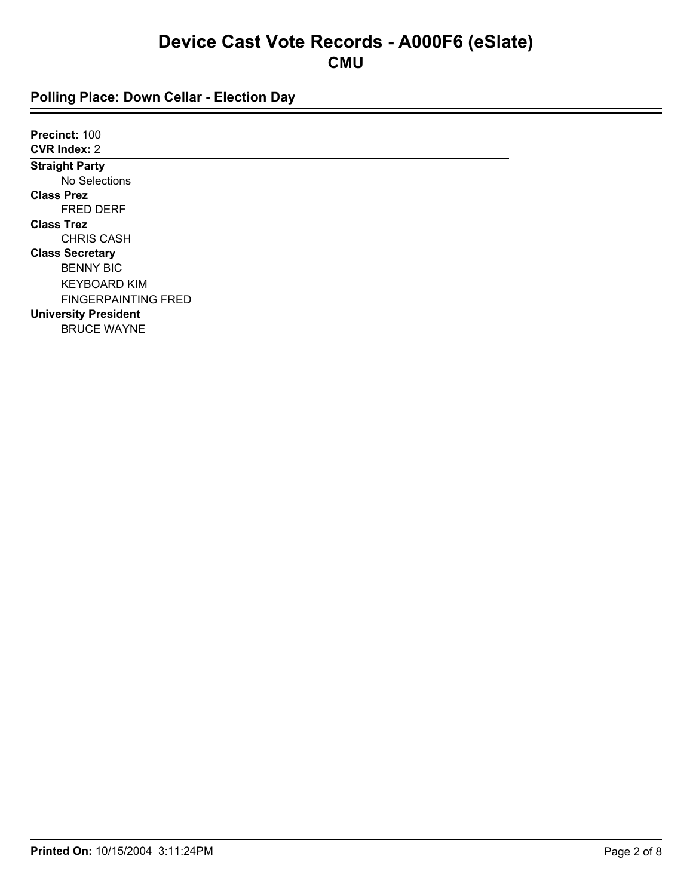# Device Cast Vote Records - A000F6 (eSlate)

## CMU

### Polling Place: Down Cellar - Election Day

**Precinct:** 100
**CVR Index:** 2

**Straight Party**
- No Selections

**Class Prez**
- FRED DERF

**Class Trez**
- CHRIS CASH

**Class Secretary**
- BENNY BIC
- KEYBOARD KIM
- FINGERPAINTING FRED

**University President**
- BRUCE WAYNE

**Printed On:** 10/15/2004 3:11:24PM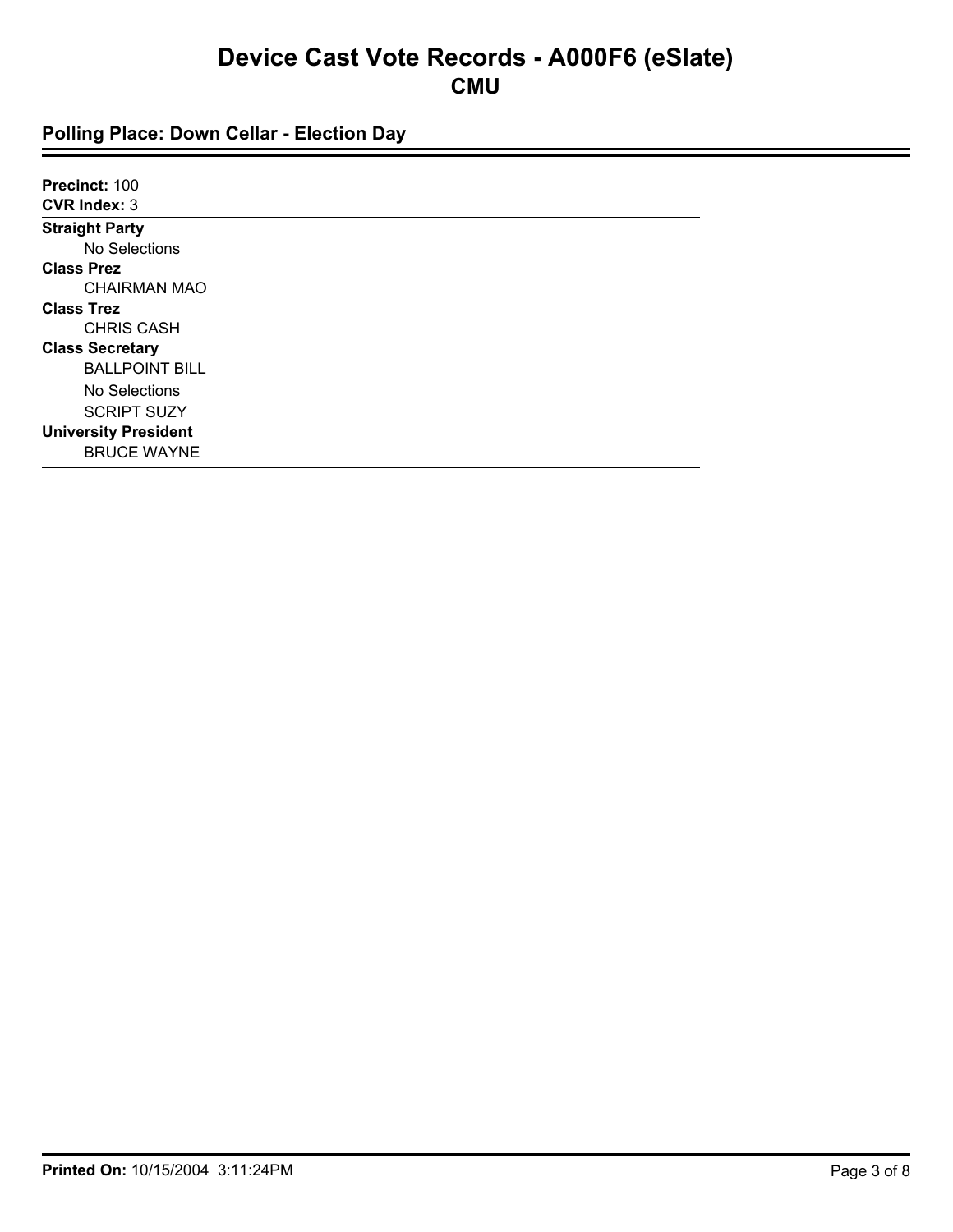# Device Cast Vote Records - A000F6 (eSlate)

## CMU

### Polling Place: Down Cellar - Election Day

**Precinct:** 100
**CVR Index:** 3

**Straight Party**
- No Selections

**Class Prez**
- CHAIRMAN MAO

**Class Trez**
- CHRIS CASH

**Class Secretary**
- BALLPOINT BILL
- No Selections
- SCRIPT SUZY

**University President**
- BRUCE WAYNE

**Printed On:** 10/15/2004 3:11:24PM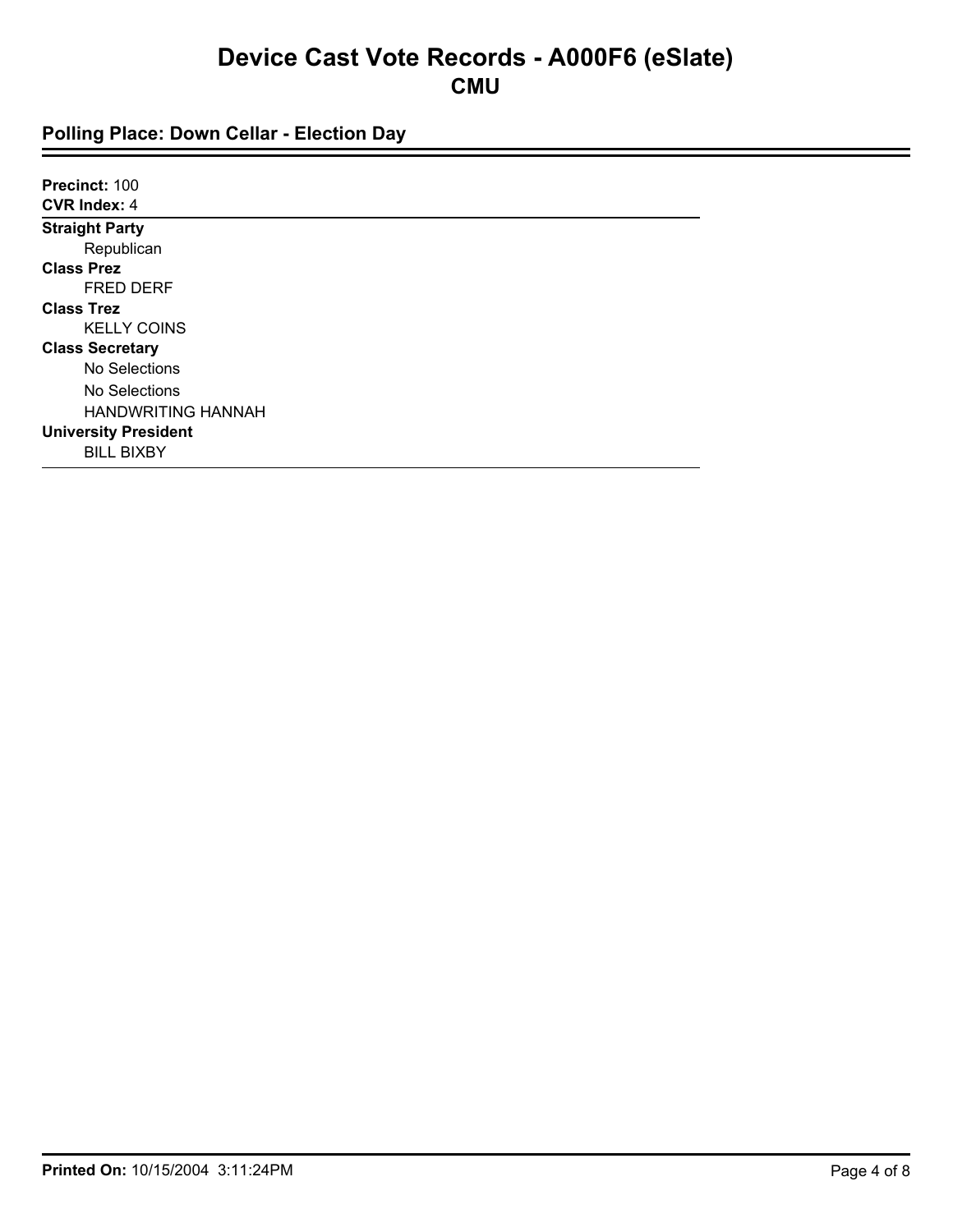# Device Cast Vote Records - A000F6 (eSlate)

## CMU

### Polling Place: Down Cellar - Election Day

**Precinct:** 100
**CVR Index:** 4

**Straight Party**
Republican

**Class Prez**
FRED DERF

**Class Trez**
KELLY COINS

**Class Secretary**
No Selections
No Selections
HANDWRITING HANNAH

**University President**
BILL BIXBY

**Printed On:** 10/15/2004 3:11:24PM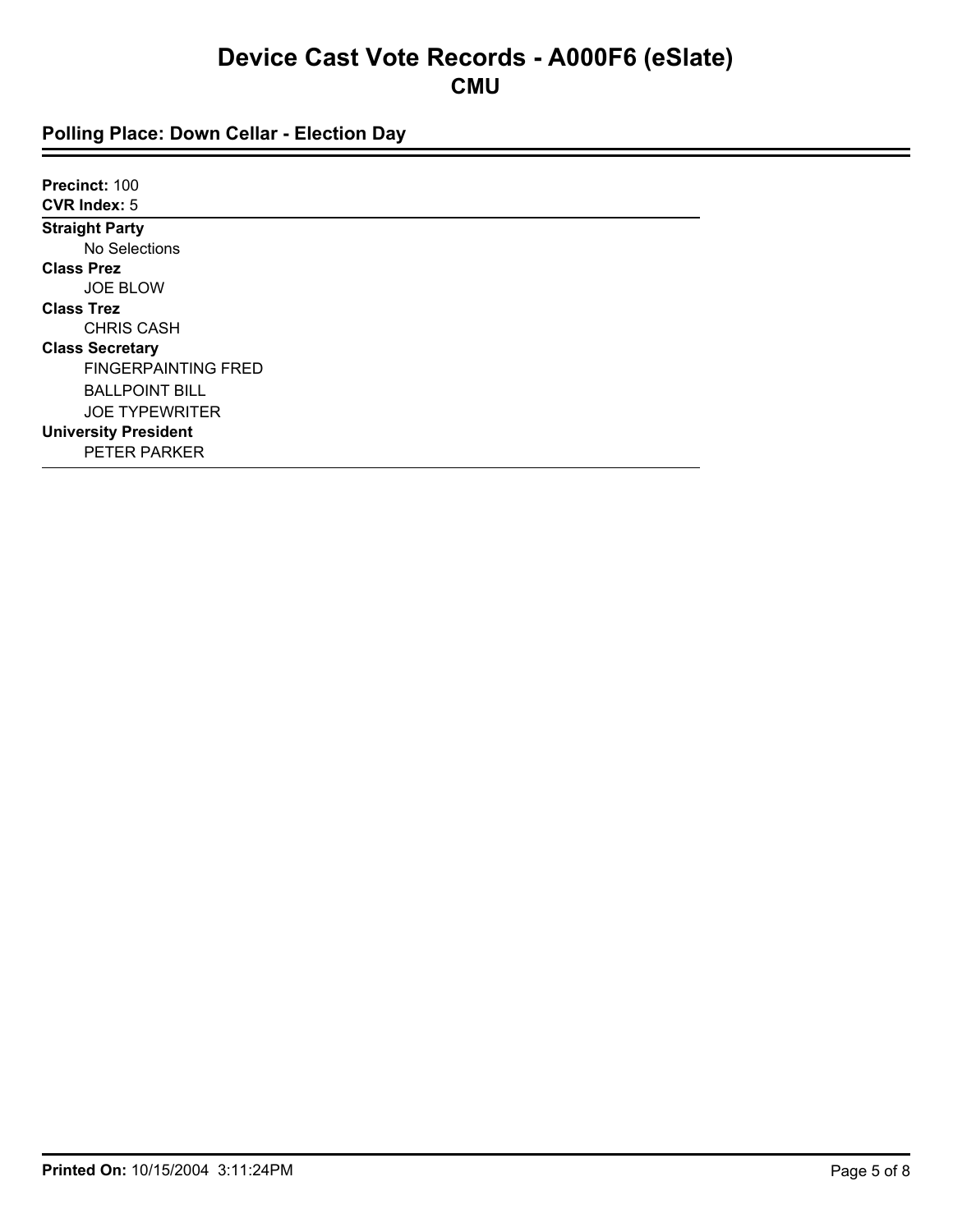# Device Cast Vote Records - A000F6 (eSlate)

## CMU

### Polling Place: Down Cellar - Election Day

**Precinct:** 100
**CVR Index:** 5

**Straight Party**
- No Selections

**Class Prez**
- JOE BLOW

**Class Trez**
- CHRIS CASH

**Class Secretary**
- FINGERPAINTING FRED
- BALLPOINT BILL
- JOE TYPEWRITER

**University President**
- PETER PARKER

**Printed On:** 10/15/2004 3:11:24PM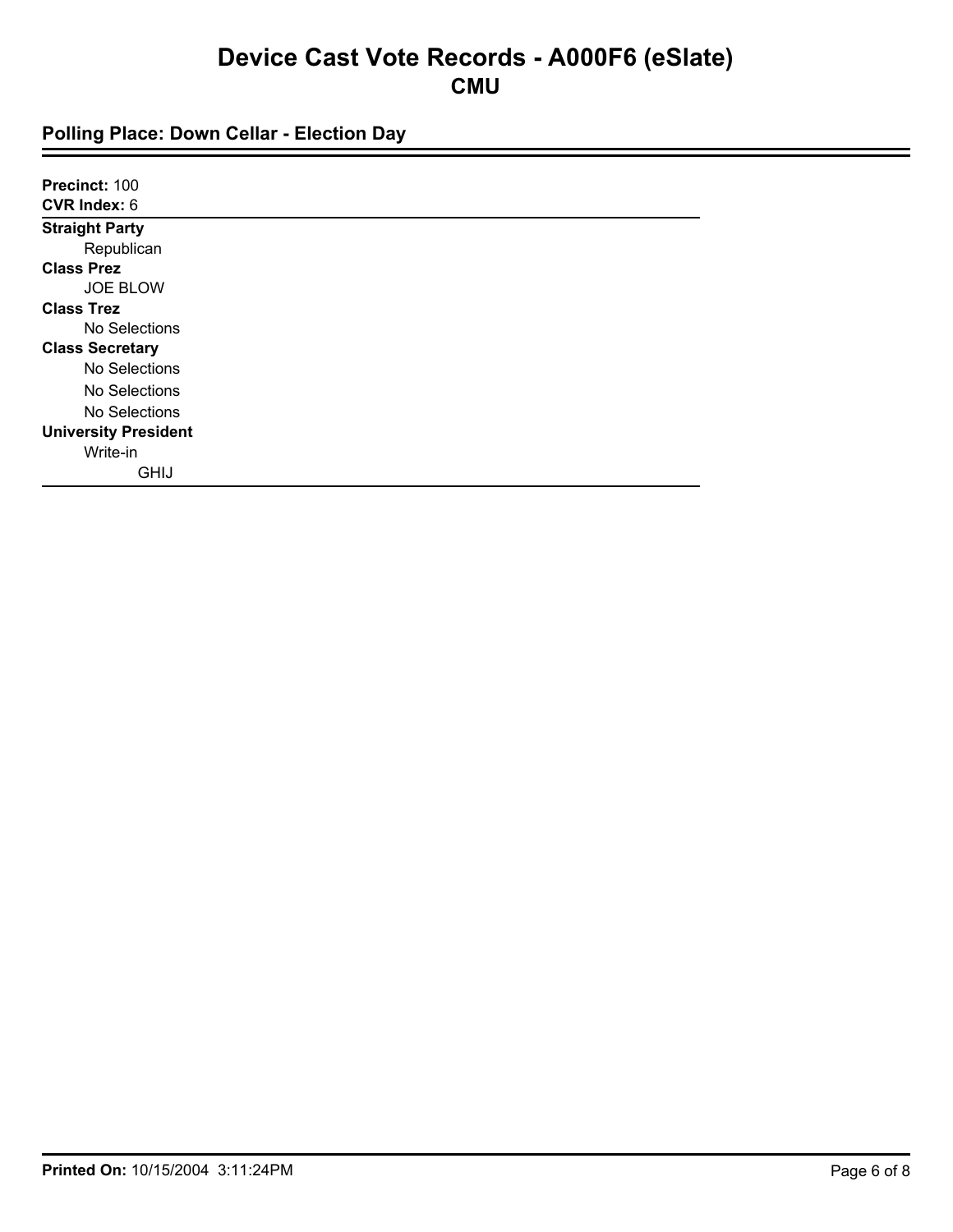# Device Cast Vote Records - A000F6 (eSlate)

## CMU

### Polling Place: Down Cellar - Election Day

**Precinct:** 100
**CVR Index:** 6

**Straight Party**
Republican

**Class Prez**
JOE BLOW

**Class Trez**
No Selections

**Class Secretary**
No Selections
No Selections
No Selections

**University President**
Write-in
GHIJ

**Printed On:** 10/15/2004 3:11:24PM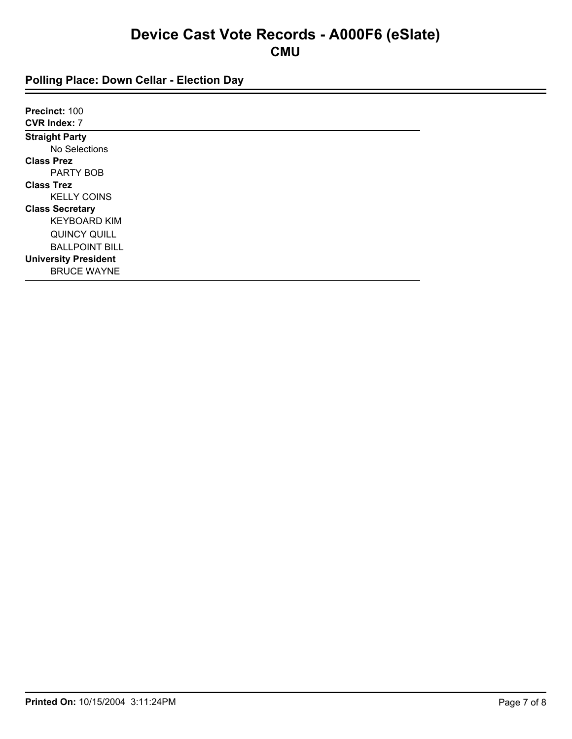# Device Cast Vote Records - A000F6 (eSlate)

## CMU

### Polling Place: Down Cellar - Election Day

**Precinct:** 100
**CVR Index:** 7

**Straight Party**
- No Selections

**Class Prez**
- PARTY BOB

**Class Trez**
- KELLY COINS

**Class Secretary**
- KEYBOARD KIM
- QUINCY QUILL
- BALLPOINT BILL

**University President**
- BRUCE WAYNE

**Printed On:** 10/15/2004 3:11:24PM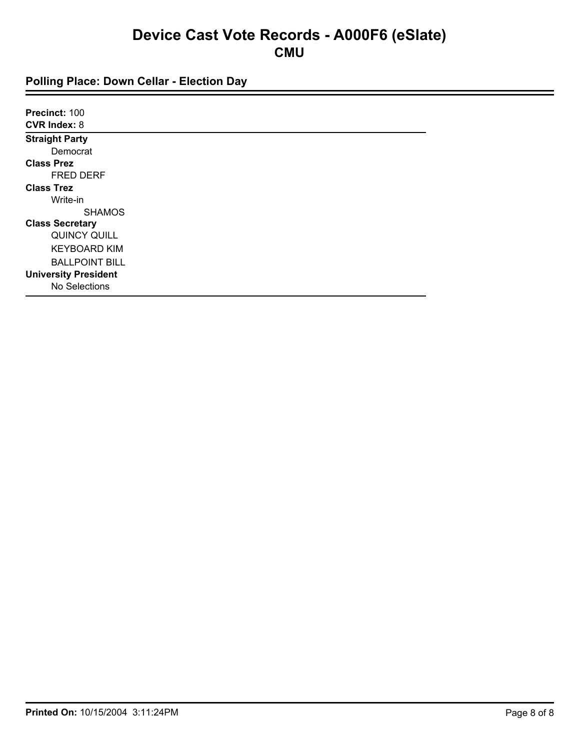# Device Cast Vote Records - A000F6 (eSlate)

## CMU

### Polling Place: Down Cellar - Election Day

**Precinct:** 100
**CVR Index:** 8

**Straight Party**
- Democrat

**Class Prez**
- FRED DERF

**Class Trez**
- Write-in
  - SHAMOS

**Class Secretary**
- QUINCY QUILL
- KEYBOARD KIM
- BALLPOINT BILL

**University President**
- No Selections

**Printed On:** 10/15/2004 3:11:24PM